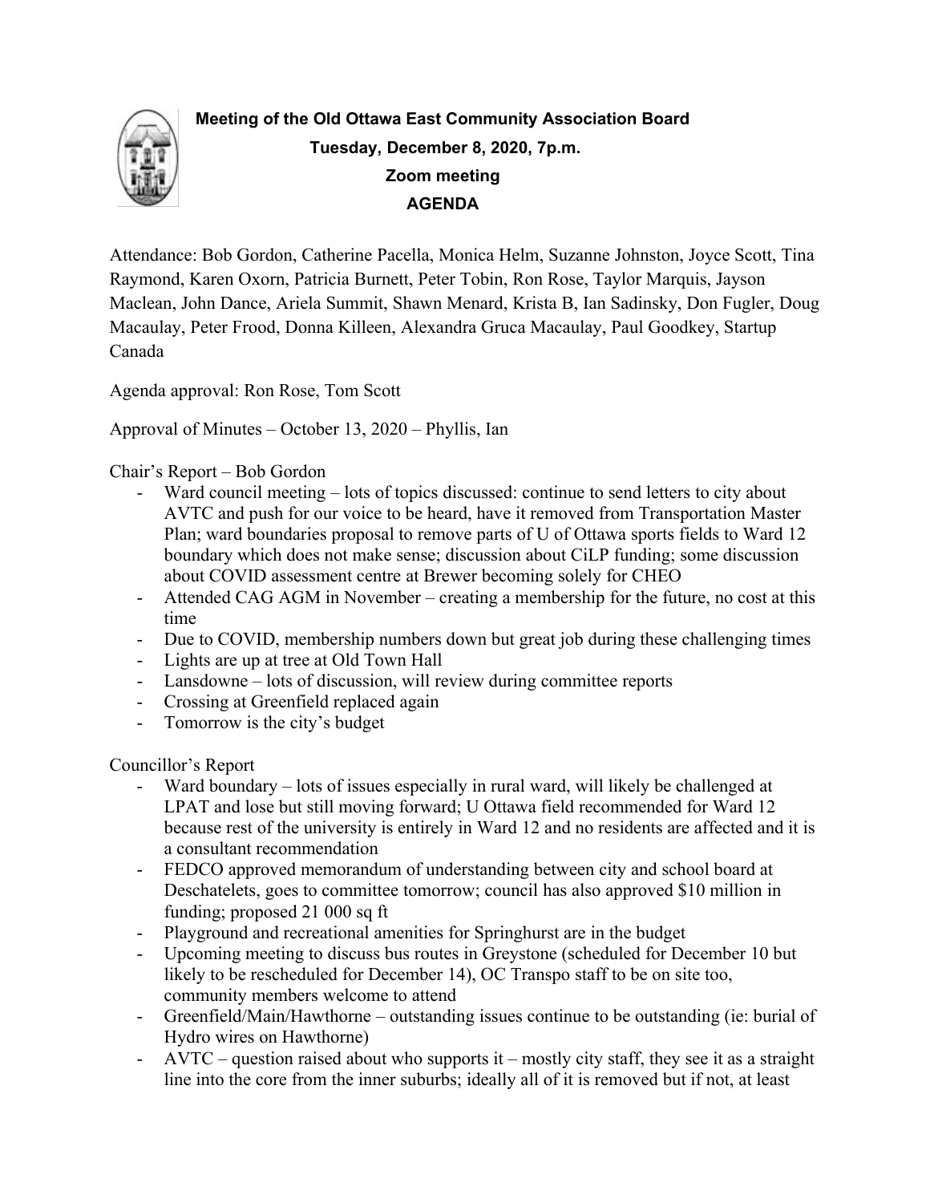**Meeting of the Old Ottawa East Community Association Board**
**Tuesday, December 8, 2020, 7p.m.**
**Zoom meeting**
**AGENDA**

Attendance: Bob Gordon, Catherine Pacella, Monica Helm, Suzanne Johnston, Joyce Scott, Tina Raymond, Karen Oxorn, Patricia Burnett, Peter Tobin, Ron Rose, Taylor Marquis, Jayson Maclean, John Dance, Ariela Summit, Shawn Menard, Krista B, Ian Sadinsky, Don Fugler, Doug Macaulay, Peter Frood, Donna Killeen, Alexandra Gruca Macaulay, Paul Goodkey, Startup Canada

Agenda approval: Ron Rose, Tom Scott

Approval of Minutes – October 13, 2020 – Phyllis, Ian

Chair's Report – Bob Gordon

- Ward council meeting – lots of topics discussed: continue to send letters to city about AVTC and push for our voice to be heard, have it removed from Transportation Master Plan; ward boundaries proposal to remove parts of U of Ottawa sports fields to Ward 12 boundary which does not make sense; discussion about CiLP funding; some discussion about COVID assessment centre at Brewer becoming solely for CHEO
- Attended CAG AGM in November – creating a membership for the future, no cost at this time
- Due to COVID, membership numbers down but great job during these challenging times
- Lights are up at tree at Old Town Hall
- Lansdowne – lots of discussion, will review during committee reports
- Crossing at Greenfield replaced again
- Tomorrow is the city's budget

Councillor's Report

- Ward boundary – lots of issues especially in rural ward, will likely be challenged at LPAT and lose but still moving forward; U Ottawa field recommended for Ward 12 because rest of the university is entirely in Ward 12 and no residents are affected and it is a consultant recommendation
- FEDCO approved memorandum of understanding between city and school board at Deschatelets, goes to committee tomorrow; council has also approved $10 million in funding; proposed 21 000 sq ft
- Playground and recreational amenities for Springhurst are in the budget
- Upcoming meeting to discuss bus routes in Greystone (scheduled for December 10 but likely to be rescheduled for December 14), OC Transpo staff to be on site too, community members welcome to attend
- Greenfield/Main/Hawthorne – outstanding issues continue to be outstanding (ie: burial of Hydro wires on Hawthorne)
- AVTC – question raised about who supports it – mostly city staff, they see it as a straight line into the core from the inner suburbs; ideally all of it is removed but if not, at least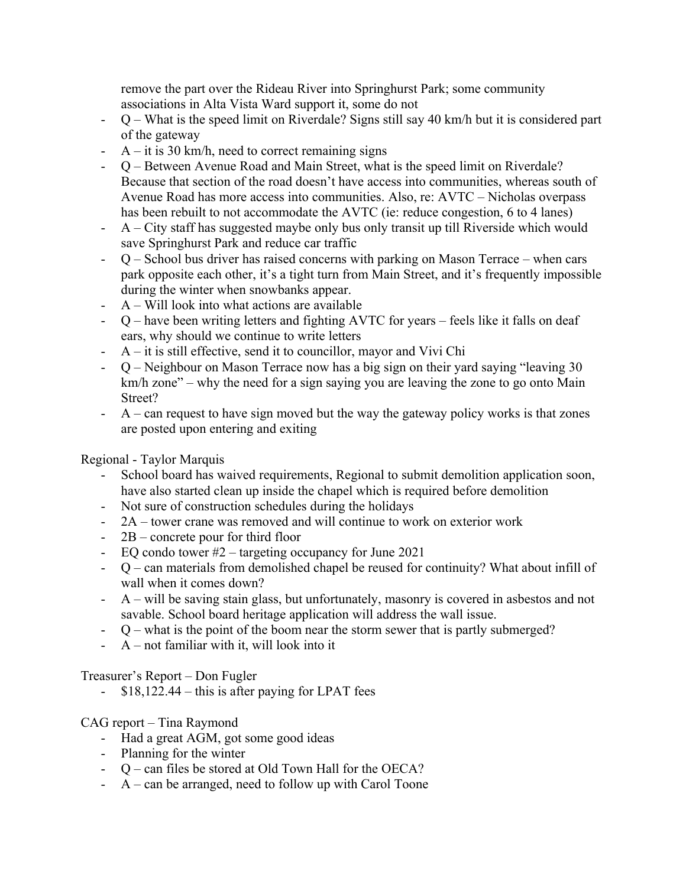remove the part over the Rideau River into Springhurst Park; some community associations in Alta Vista Ward support it, some do not

- Q – What is the speed limit on Riverdale? Signs still say 40 km/h but it is considered part of the gateway
- A – it is 30 km/h, need to correct remaining signs
- Q – Between Avenue Road and Main Street, what is the speed limit on Riverdale? Because that section of the road doesn't have access into communities, whereas south of Avenue Road has more access into communities. Also, re: AVTC – Nicholas overpass has been rebuilt to not accommodate the AVTC (ie: reduce congestion, 6 to 4 lanes)
- A – City staff has suggested maybe only bus only transit up till Riverside which would save Springhurst Park and reduce car traffic
- Q – School bus driver has raised concerns with parking on Mason Terrace – when cars park opposite each other, it's a tight turn from Main Street, and it's frequently impossible during the winter when snowbanks appear.
- A – Will look into what actions are available
- Q – have been writing letters and fighting AVTC for years – feels like it falls on deaf ears, why should we continue to write letters
- A – it is still effective, send it to councillor, mayor and Vivi Chi
- Q – Neighbour on Mason Terrace now has a big sign on their yard saying "leaving 30 km/h zone" – why the need for a sign saying you are leaving the zone to go onto Main Street?
- A – can request to have sign moved but the way the gateway policy works is that zones are posted upon entering and exiting

Regional - Taylor Marquis

- School board has waived requirements, Regional to submit demolition application soon, have also started clean up inside the chapel which is required before demolition
- Not sure of construction schedules during the holidays
- 2A – tower crane was removed and will continue to work on exterior work
- 2B – concrete pour for third floor
- EQ condo tower #2 – targeting occupancy for June 2021
- Q – can materials from demolished chapel be reused for continuity? What about infill of wall when it comes down?
- A – will be saving stain glass, but unfortunately, masonry is covered in asbestos and not savable. School board heritage application will address the wall issue.
- Q – what is the point of the boom near the storm sewer that is partly submerged?
- A – not familiar with it, will look into it

Treasurer's Report – Don Fugler

- $18,122.44 – this is after paying for LPAT fees

CAG report – Tina Raymond

- Had a great AGM, got some good ideas
- Planning for the winter
- Q – can files be stored at Old Town Hall for the OECA?
- A – can be arranged, need to follow up with Carol Toone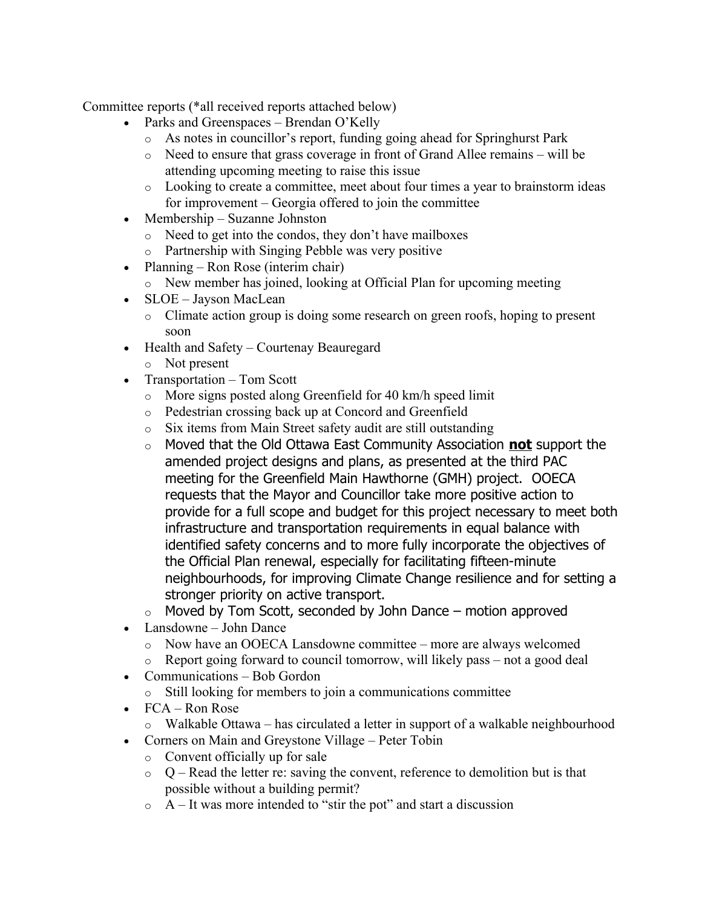Committee reports (*all received reports attached below)

- Parks and Greenspaces – Brendan O'Kelly
  - As notes in councillor's report, funding going ahead for Springhurst Park
  - Need to ensure that grass coverage in front of Grand Allee remains – will be attending upcoming meeting to raise this issue
  - Looking to create a committee, meet about four times a year to brainstorm ideas for improvement – Georgia offered to join the committee
- Membership – Suzanne Johnston
  - Need to get into the condos, they don't have mailboxes
  - Partnership with Singing Pebble was very positive
- Planning – Ron Rose (interim chair)
  - New member has joined, looking at Official Plan for upcoming meeting
- SLOE – Jayson MacLean
  - Climate action group is doing some research on green roofs, hoping to present soon
- Health and Safety – Courtenay Beauregard
  - Not present
- Transportation – Tom Scott
  - More signs posted along Greenfield for 40 km/h speed limit
  - Pedestrian crossing back up at Concord and Greenfield
  - Six items from Main Street safety audit are still outstanding
  - Moved that the Old Ottawa East Community Association **not** support the amended project designs and plans, as presented at the third PAC meeting for the Greenfield Main Hawthorne (GMH) project. OOECA requests that the Mayor and Councillor take more positive action to provide for a full scope and budget for this project necessary to meet both infrastructure and transportation requirements in equal balance with identified safety concerns and to more fully incorporate the objectives of the Official Plan renewal, especially for facilitating fifteen-minute neighbourhoods, for improving Climate Change resilience and for setting a stronger priority on active transport.
  - Moved by Tom Scott, seconded by John Dance – motion approved
- Lansdowne – John Dance
  - Now have an OOECA Lansdowne committee – more are always welcomed
  - Report going forward to council tomorrow, will likely pass – not a good deal
- Communications – Bob Gordon
  - Still looking for members to join a communications committee
- FCA – Ron Rose
  - Walkable Ottawa – has circulated a letter in support of a walkable neighbourhood
- Corners on Main and Greystone Village – Peter Tobin
  - Convent officially up for sale
  - Q – Read the letter re: saving the convent, reference to demolition but is that possible without a building permit?
  - A – It was more intended to "stir the pot" and start a discussion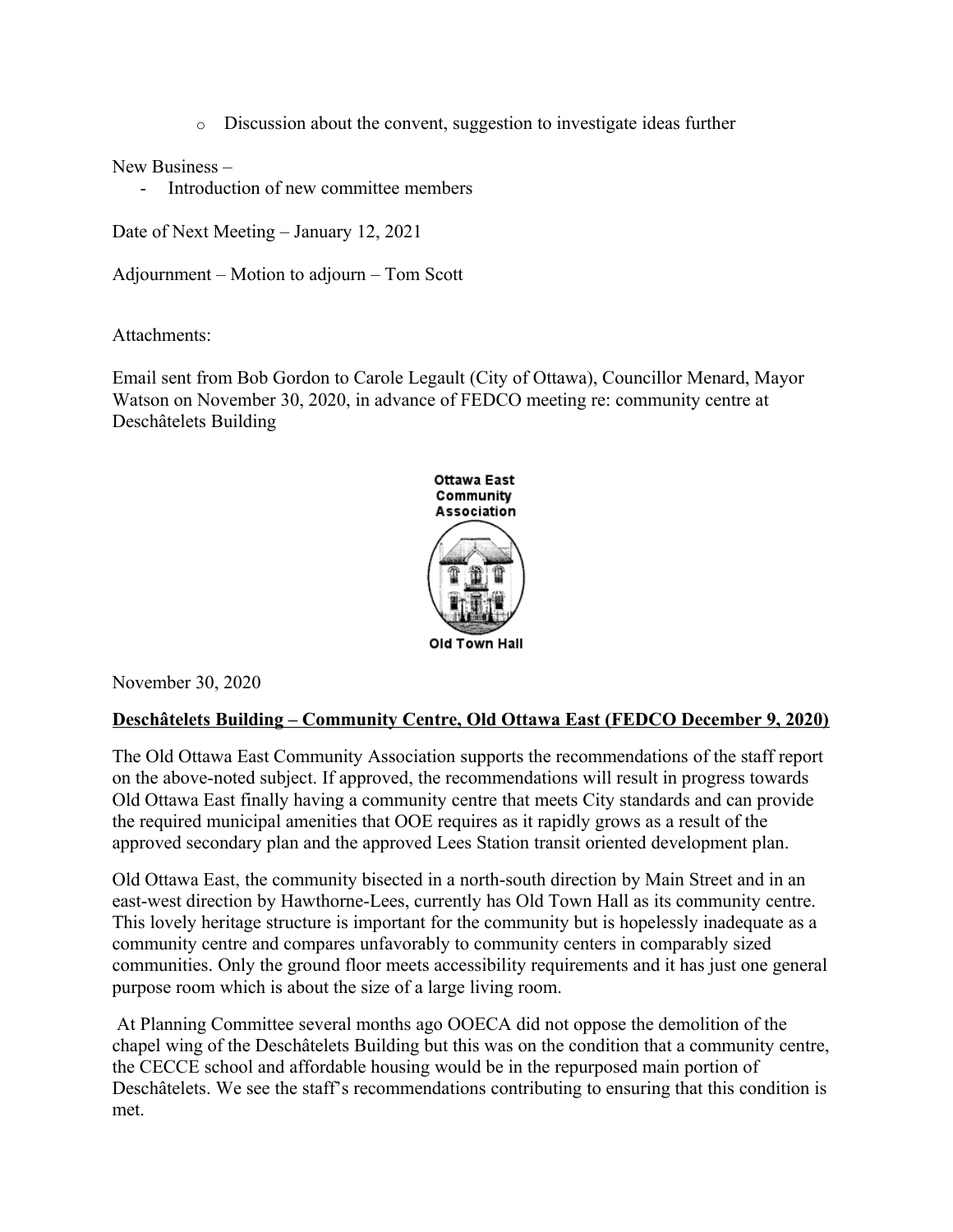- Discussion about the convent, suggestion to investigate ideas further

New Business –

- Introduction of new committee members

Date of Next Meeting – January 12, 2021

Adjournment – Motion to adjourn – Tom Scott

Attachments:

Email sent from Bob Gordon to Carole Legault (City of Ottawa), Councillor Menard, Mayor Watson on November 30, 2020, in advance of FEDCO meeting re: community centre at Deschâtelets Building

Ottawa East Community Association

Old Town Hall

November 30, 2020

**Deschâtelets Building – Community Centre, Old Ottawa East (FEDCO December 9, 2020)**

The Old Ottawa East Community Association supports the recommendations of the staff report on the above-noted subject. If approved, the recommendations will result in progress towards Old Ottawa East finally having a community centre that meets City standards and can provide the required municipal amenities that OOE requires as it rapidly grows as a result of the approved secondary plan and the approved Lees Station transit oriented development plan.

Old Ottawa East, the community bisected in a north-south direction by Main Street and in an east-west direction by Hawthorne-Lees, currently has Old Town Hall as its community centre. This lovely heritage structure is important for the community but is hopelessly inadequate as a community centre and compares unfavorably to community centers in comparably sized communities. Only the ground floor meets accessibility requirements and it has just one general purpose room which is about the size of a large living room.

At Planning Committee several months ago OOECA did not oppose the demolition of the chapel wing of the Deschâtelets Building but this was on the condition that a community centre, the CECCE school and affordable housing would be in the repurposed main portion of Deschâtelets. We see the staff's recommendations contributing to ensuring that this condition is met.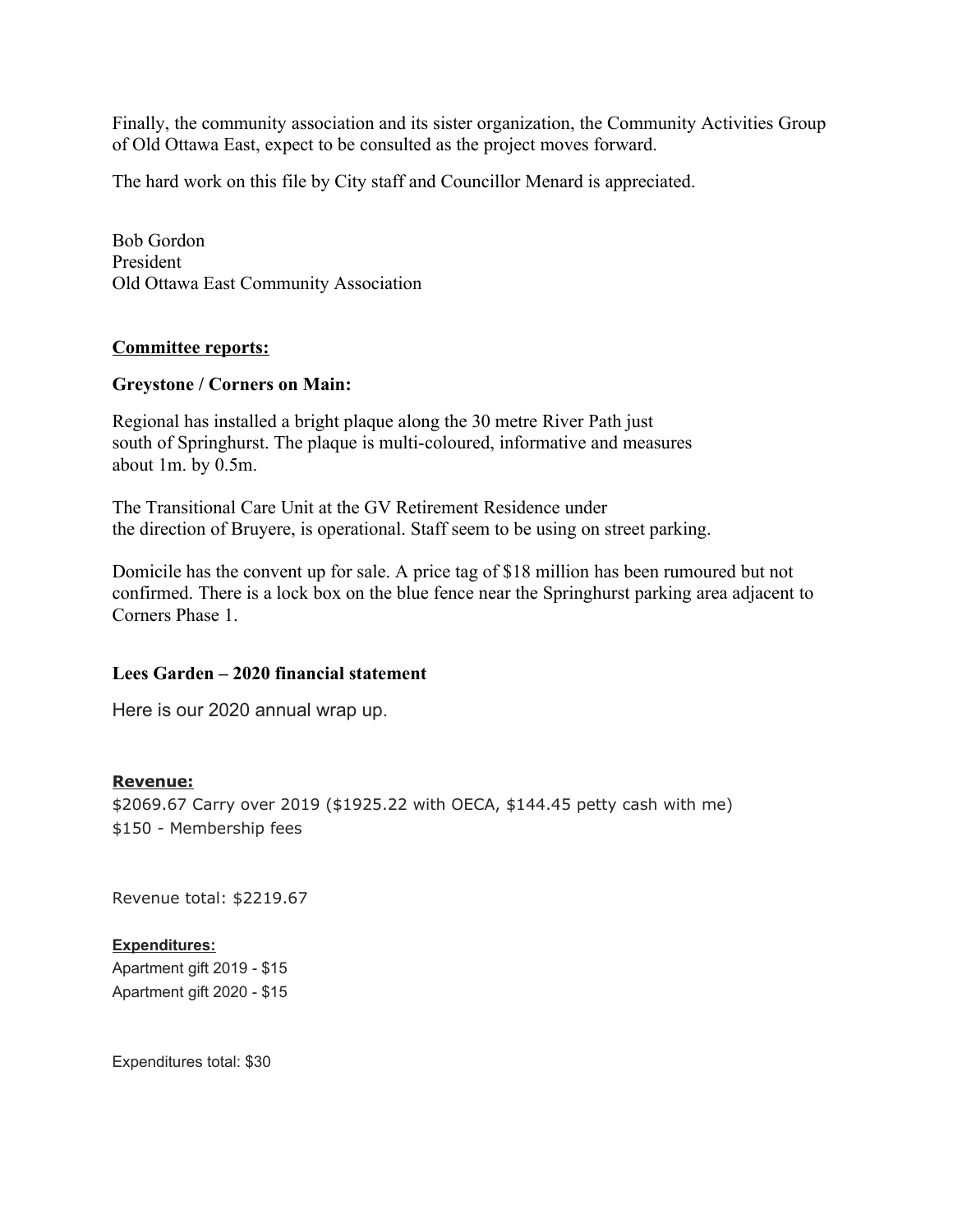Finally, the community association and its sister organization, the Community Activities Group of Old Ottawa East, expect to be consulted as the project moves forward.

The hard work on this file by City staff and Councillor Menard is appreciated.

Bob Gordon
President
Old Ottawa East Community Association

**Committee reports:**

**Greystone / Corners on Main:**

Regional has installed a bright plaque along the 30 metre River Path just south of Springhurst. The plaque is multi-coloured, informative and measures about 1m. by 0.5m.

The Transitional Care Unit at the GV Retirement Residence under the direction of Bruyere, is operational. Staff seem to be using on street parking.

Domicile has the convent up for sale. A price tag of $18 million has been rumoured but not confirmed. There is a lock box on the blue fence near the Springhurst parking area adjacent to Corners Phase 1.

**Lees Garden – 2020 financial statement**

Here is our 2020 annual wrap up.

**Revenue:**

$2069.67 Carry over 2019 ($1925.22 with OECA, $144.45 petty cash with me)
$150 - Membership fees

Revenue total: $2219.67

**Expenditures:**

Apartment gift 2019 - $15
Apartment gift 2020 - $15

Expenditures total: $30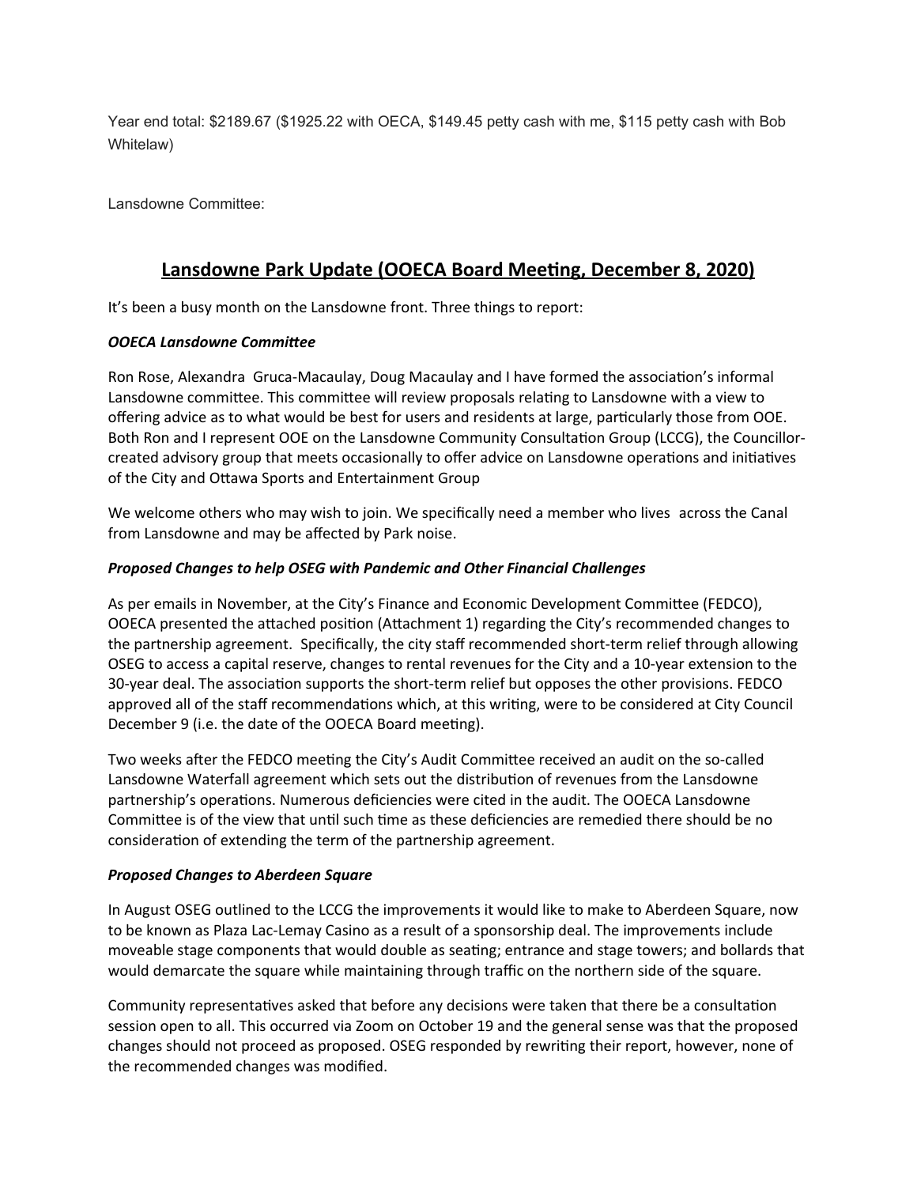Year end total: $2189.67 ($1925.22 with OECA, $149.45 petty cash with me, $115 petty cash with Bob Whitelaw)

Lansdowne Committee:

## Lansdowne Park Update (OOECA Board Meeting, December 8, 2020)

It's been a busy month on the Lansdowne front. Three things to report:

***OOECA Lansdowne Committee***

Ron Rose, Alexandra Gruca-Macaulay, Doug Macaulay and I have formed the association's informal Lansdowne committee. This committee will review proposals relating to Lansdowne with a view to offering advice as to what would be best for users and residents at large, particularly those from OOE. Both Ron and I represent OOE on the Lansdowne Community Consultation Group (LCCG), the Councillor-created advisory group that meets occasionally to offer advice on Lansdowne operations and initiatives of the City and Ottawa Sports and Entertainment Group

We welcome others who may wish to join. We specifically need a member who lives across the Canal from Lansdowne and may be affected by Park noise.

***Proposed Changes to help OSEG with Pandemic and Other Financial Challenges***

As per emails in November, at the City's Finance and Economic Development Committee (FEDCO), OOECA presented the attached position (Attachment 1) regarding the City's recommended changes to the partnership agreement. Specifically, the city staff recommended short-term relief through allowing OSEG to access a capital reserve, changes to rental revenues for the City and a 10-year extension to the 30-year deal. The association supports the short-term relief but opposes the other provisions. FEDCO approved all of the staff recommendations which, at this writing, were to be considered at City Council December 9 (i.e. the date of the OOECA Board meeting).

Two weeks after the FEDCO meeting the City's Audit Committee received an audit on the so-called Lansdowne Waterfall agreement which sets out the distribution of revenues from the Lansdowne partnership's operations. Numerous deficiencies were cited in the audit. The OOECA Lansdowne Committee is of the view that until such time as these deficiencies are remedied there should be no consideration of extending the term of the partnership agreement.

***Proposed Changes to Aberdeen Square***

In August OSEG outlined to the LCCG the improvements it would like to make to Aberdeen Square, now to be known as Plaza Lac-Lemay Casino as a result of a sponsorship deal. The improvements include moveable stage components that would double as seating; entrance and stage towers; and bollards that would demarcate the square while maintaining through traffic on the northern side of the square.

Community representatives asked that before any decisions were taken that there be a consultation session open to all. This occurred via Zoom on October 19 and the general sense was that the proposed changes should not proceed as proposed. OSEG responded by rewriting their report, however, none of the recommended changes was modified.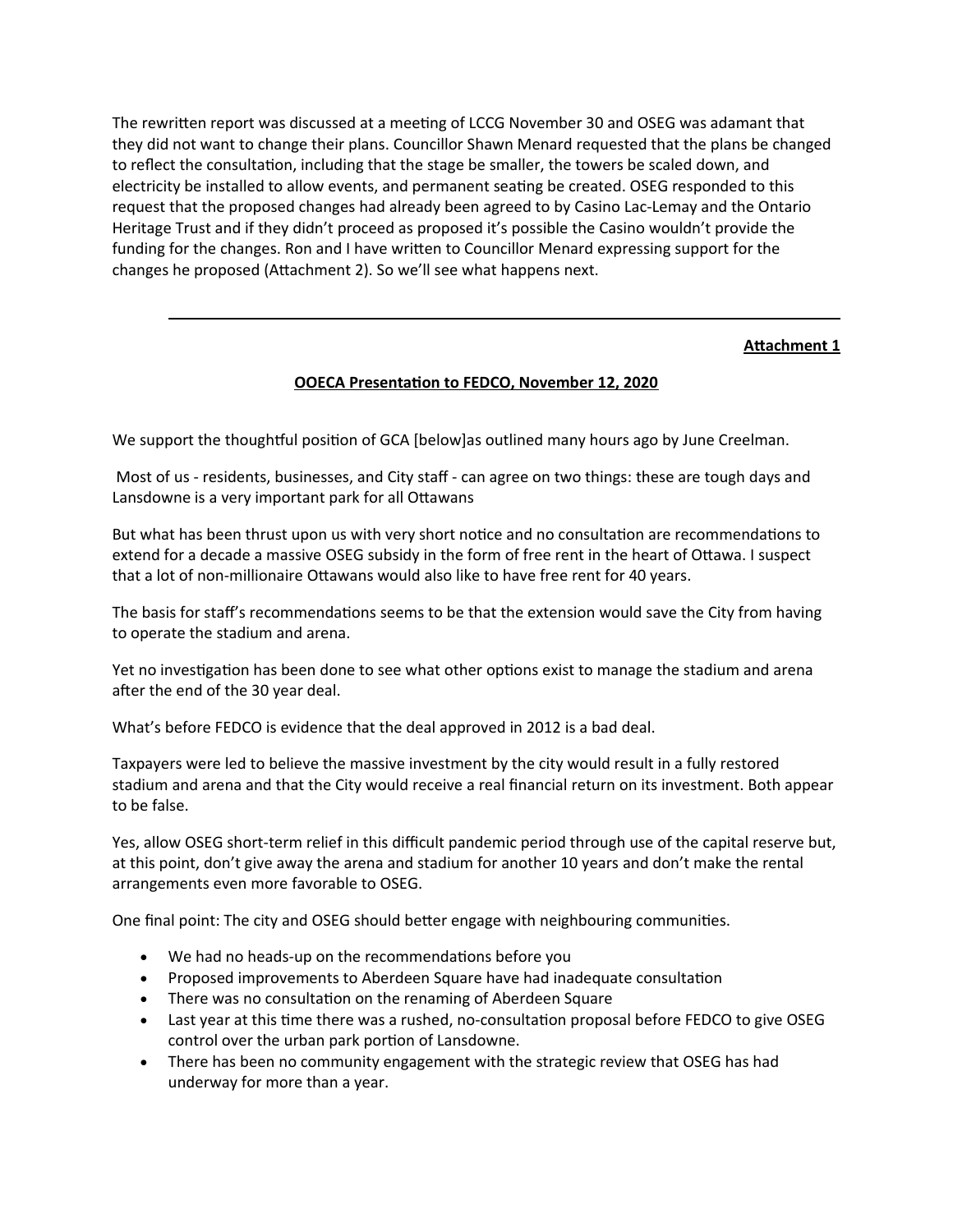The rewritten report was discussed at a meeting of LCCG November 30 and OSEG was adamant that they did not want to change their plans. Councillor Shawn Menard requested that the plans be changed to reflect the consultation, including that the stage be smaller, the towers be scaled down, and electricity be installed to allow events, and permanent seating be created. OSEG responded to this request that the proposed changes had already been agreed to by Casino Lac-Lemay and the Ontario Heritage Trust and if they didn't proceed as proposed it's possible the Casino wouldn't provide the funding for the changes. Ron and I have written to Councillor Menard expressing support for the changes he proposed (Attachment 2). So we'll see what happens next.

---

**Attachment 1**

**OOECA Presentation to FEDCO, November 12, 2020**

We support the thoughtful position of GCA [below]as outlined many hours ago by June Creelman.

Most of us - residents, businesses, and City staff - can agree on two things: these are tough days and Lansdowne is a very important park for all Ottawans

But what has been thrust upon us with very short notice and no consultation are recommendations to extend for a decade a massive OSEG subsidy in the form of free rent in the heart of Ottawa. I suspect that a lot of non-millionaire Ottawans would also like to have free rent for 40 years.

The basis for staff's recommendations seems to be that the extension would save the City from having to operate the stadium and arena.

Yet no investigation has been done to see what other options exist to manage the stadium and arena after the end of the 30 year deal.

What's before FEDCO is evidence that the deal approved in 2012 is a bad deal.

Taxpayers were led to believe the massive investment by the city would result in a fully restored stadium and arena and that the City would receive a real financial return on its investment. Both appear to be false.

Yes, allow OSEG short-term relief in this difficult pandemic period through use of the capital reserve but, at this point, don't give away the arena and stadium for another 10 years and don't make the rental arrangements even more favorable to OSEG.

One final point: The city and OSEG should better engage with neighbouring communities.

- We had no heads-up on the recommendations before you
- Proposed improvements to Aberdeen Square have had inadequate consultation
- There was no consultation on the renaming of Aberdeen Square
- Last year at this time there was a rushed, no-consultation proposal before FEDCO to give OSEG control over the urban park portion of Lansdowne.
- There has been no community engagement with the strategic review that OSEG has had underway for more than a year.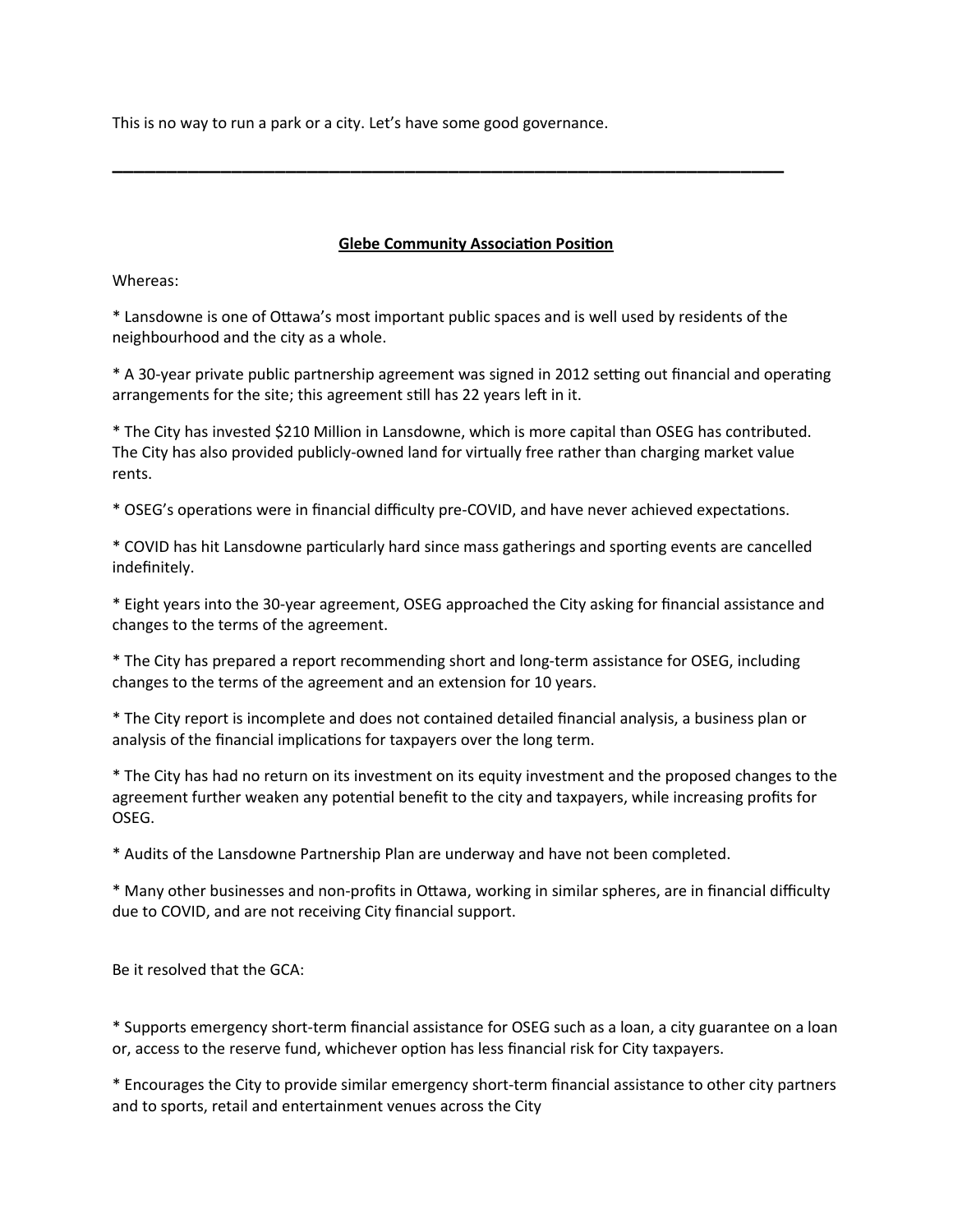This is no way to run a park or a city. Let's have some good governance.

---

**<u>Glebe Community Association Position</u>**

Whereas:

* Lansdowne is one of Ottawa's most important public spaces and is well used by residents of the neighbourhood and the city as a whole.

* A 30-year private public partnership agreement was signed in 2012 setting out financial and operating arrangements for the site; this agreement still has 22 years left in it.

* The City has invested $210 Million in Lansdowne, which is more capital than OSEG has contributed. The City has also provided publicly-owned land for virtually free rather than charging market value rents.

* OSEG's operations were in financial difficulty pre-COVID, and have never achieved expectations.

* COVID has hit Lansdowne particularly hard since mass gatherings and sporting events are cancelled indefinitely.

* Eight years into the 30-year agreement, OSEG approached the City asking for financial assistance and changes to the terms of the agreement.

* The City has prepared a report recommending short and long-term assistance for OSEG, including changes to the terms of the agreement and an extension for 10 years.

* The City report is incomplete and does not contained detailed financial analysis, a business plan or analysis of the financial implications for taxpayers over the long term.

* The City has had no return on its investment on its equity investment and the proposed changes to the agreement further weaken any potential benefit to the city and taxpayers, while increasing profits for OSEG.

* Audits of the Lansdowne Partnership Plan are underway and have not been completed.

* Many other businesses and non-profits in Ottawa, working in similar spheres, are in financial difficulty due to COVID, and are not receiving City financial support.

Be it resolved that the GCA:

* Supports emergency short-term financial assistance for OSEG such as a loan, a city guarantee on a loan or, access to the reserve fund, whichever option has less financial risk for City taxpayers.

* Encourages the City to provide similar emergency short-term financial assistance to other city partners and to sports, retail and entertainment venues across the City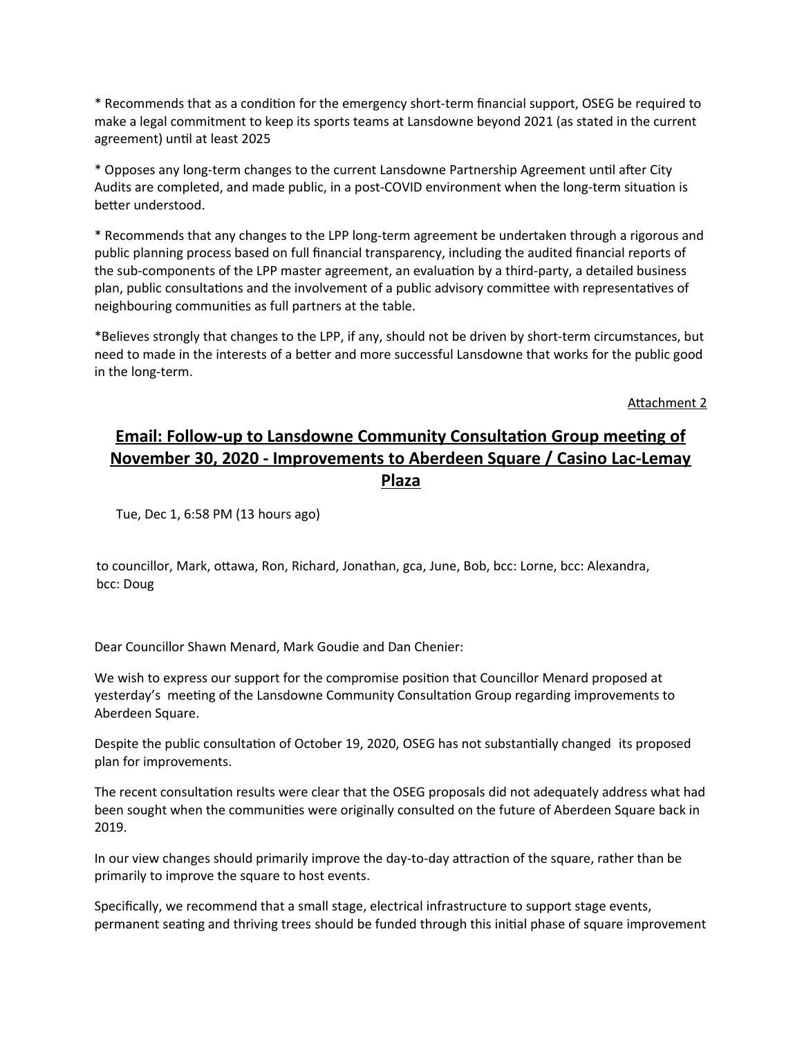* Recommends that as a condition for the emergency short-term financial support, OSEG be required to make a legal commitment to keep its sports teams at Lansdowne beyond 2021 (as stated in the current agreement) until at least 2025

* Opposes any long-term changes to the current Lansdowne Partnership Agreement until after City Audits are completed, and made public, in a post-COVID environment when the long-term situation is better understood.

* Recommends that any changes to the LPP long-term agreement be undertaken through a rigorous and public planning process based on full financial transparency, including the audited financial reports of the sub-components of the LPP master agreement, an evaluation by a third-party, a detailed business plan, public consultations and the involvement of a public advisory committee with representatives of neighbouring communities as full partners at the table.

*Believes strongly that changes to the LPP, if any, should not be driven by short-term circumstances, but need to made in the interests of a better and more successful Lansdowne that works for the public good in the long-term.

Attachment 2

## Email: Follow-up to Lansdowne Community Consultation Group meeting of November 30, 2020 - Improvements to Aberdeen Square / Casino Lac-Lemay Plaza

Tue, Dec 1, 6:58 PM (13 hours ago)

to councillor, Mark, ottawa, Ron, Richard, Jonathan, gca, June, Bob, bcc: Lorne, bcc: Alexandra, bcc: Doug

Dear Councillor Shawn Menard, Mark Goudie and Dan Chenier:

We wish to express our support for the compromise position that Councillor Menard proposed at yesterday's meeting of the Lansdowne Community Consultation Group regarding improvements to Aberdeen Square.

Despite the public consultation of October 19, 2020, OSEG has not substantially changed its proposed plan for improvements.

The recent consultation results were clear that the OSEG proposals did not adequately address what had been sought when the communities were originally consulted on the future of Aberdeen Square back in 2019.

In our view changes should primarily improve the day-to-day attraction of the square, rather than be primarily to improve the square to host events.

Specifically, we recommend that a small stage, electrical infrastructure to support stage events, permanent seating and thriving trees should be funded through this initial phase of square improvement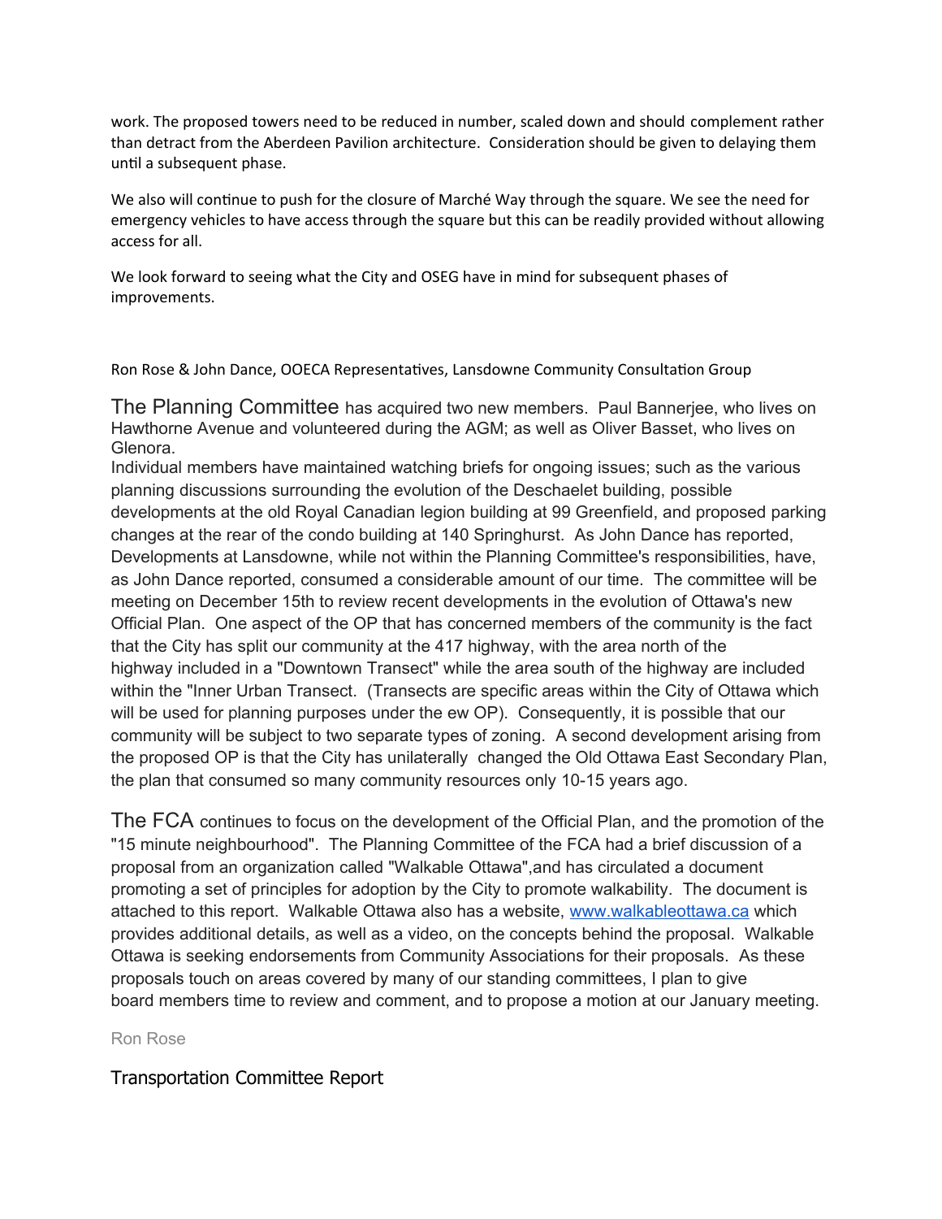work. The proposed towers need to be reduced in number, scaled down and should complement rather than detract from the Aberdeen Pavilion architecture. Consideration should be given to delaying them until a subsequent phase.

We also will continue to push for the closure of Marché Way through the square. We see the need for emergency vehicles to have access through the square but this can be readily provided without allowing access for all.

We look forward to seeing what the City and OSEG have in mind for subsequent phases of improvements.

Ron Rose & John Dance, OOECA Representatives, Lansdowne Community Consultation Group

The Planning Committee has acquired two new members. Paul Bannerjee, who lives on Hawthorne Avenue and volunteered during the AGM; as well as Oliver Basset, who lives on Glenora.

Individual members have maintained watching briefs for ongoing issues; such as the various planning discussions surrounding the evolution of the Deschaelet building, possible developments at the old Royal Canadian legion building at 99 Greenfield, and proposed parking changes at the rear of the condo building at 140 Springhurst. As John Dance has reported, Developments at Lansdowne, while not within the Planning Committee's responsibilities, have, as John Dance reported, consumed a considerable amount of our time. The committee will be meeting on December 15th to review recent developments in the evolution of Ottawa's new Official Plan. One aspect of the OP that has concerned members of the community is the fact that the City has split our community at the 417 highway, with the area north of the highway included in a "Downtown Transect" while the area south of the highway are included within the "Inner Urban Transect. (Transects are specific areas within the City of Ottawa which will be used for planning purposes under the ew OP). Consequently, it is possible that our community will be subject to two separate types of zoning. A second development arising from the proposed OP is that the City has unilaterally changed the Old Ottawa East Secondary Plan, the plan that consumed so many community resources only 10-15 years ago.

The FCA continues to focus on the development of the Official Plan, and the promotion of the "15 minute neighbourhood". The Planning Committee of the FCA had a brief discussion of a proposal from an organization called "Walkable Ottawa",and has circulated a document promoting a set of principles for adoption by the City to promote walkability. The document is attached to this report. Walkable Ottawa also has a website, www.walkableottawa.ca which provides additional details, as well as a video, on the concepts behind the proposal. Walkable Ottawa is seeking endorsements from Community Associations for their proposals. As these proposals touch on areas covered by many of our standing committees, I plan to give board members time to review and comment, and to propose a motion at our January meeting.

Ron Rose

## Transportation Committee Report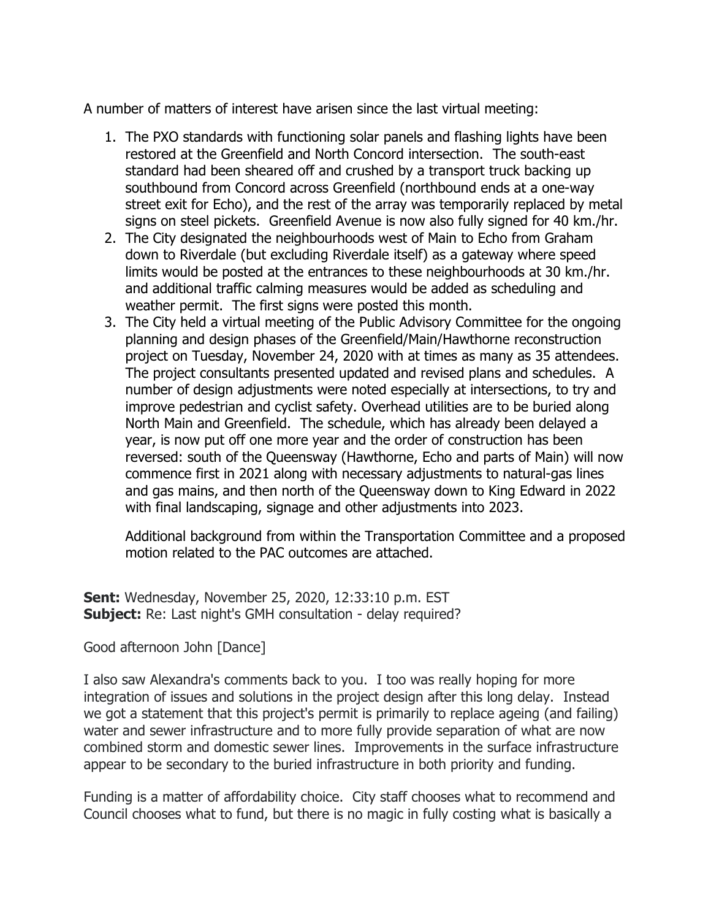A number of matters of interest have arisen since the last virtual meeting:

1. The PXO standards with functioning solar panels and flashing lights have been restored at the Greenfield and North Concord intersection. The south-east standard had been sheared off and crushed by a transport truck backing up southbound from Concord across Greenfield (northbound ends at a one-way street exit for Echo), and the rest of the array was temporarily replaced by metal signs on steel pickets. Greenfield Avenue is now also fully signed for 40 km./hr.
2. The City designated the neighbourhoods west of Main to Echo from Graham down to Riverdale (but excluding Riverdale itself) as a gateway where speed limits would be posted at the entrances to these neighbourhoods at 30 km./hr. and additional traffic calming measures would be added as scheduling and weather permit. The first signs were posted this month.
3. The City held a virtual meeting of the Public Advisory Committee for the ongoing planning and design phases of the Greenfield/Main/Hawthorne reconstruction project on Tuesday, November 24, 2020 with at times as many as 35 attendees. The project consultants presented updated and revised plans and schedules. A number of design adjustments were noted especially at intersections, to try and improve pedestrian and cyclist safety. Overhead utilities are to be buried along North Main and Greenfield. The schedule, which has already been delayed a year, is now put off one more year and the order of construction has been reversed: south of the Queensway (Hawthorne, Echo and parts of Main) will now commence first in 2021 along with necessary adjustments to natural-gas lines and gas mains, and then north of the Queensway down to King Edward in 2022 with final landscaping, signage and other adjustments into 2023.

   Additional background from within the Transportation Committee and a proposed motion related to the PAC outcomes are attached.

**Sent:** Wednesday, November 25, 2020, 12:33:10 p.m. EST
**Subject:** Re: Last night's GMH consultation - delay required?

Good afternoon John [Dance]

I also saw Alexandra's comments back to you. I too was really hoping for more integration of issues and solutions in the project design after this long delay. Instead we got a statement that this project's permit is primarily to replace ageing (and failing) water and sewer infrastructure and to more fully provide separation of what are now combined storm and domestic sewer lines. Improvements in the surface infrastructure appear to be secondary to the buried infrastructure in both priority and funding.

Funding is a matter of affordability choice. City staff chooses what to recommend and Council chooses what to fund, but there is no magic in fully costing what is basically a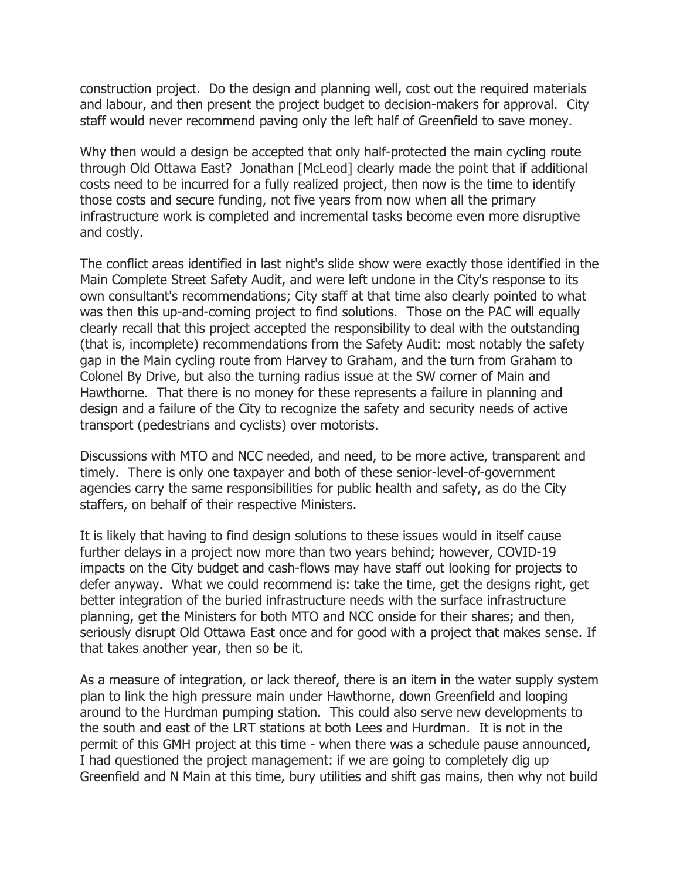construction project. Do the design and planning well, cost out the required materials and labour, and then present the project budget to decision-makers for approval. City staff would never recommend paving only the left half of Greenfield to save money.

Why then would a design be accepted that only half-protected the main cycling route through Old Ottawa East? Jonathan [McLeod] clearly made the point that if additional costs need to be incurred for a fully realized project, then now is the time to identify those costs and secure funding, not five years from now when all the primary infrastructure work is completed and incremental tasks become even more disruptive and costly.

The conflict areas identified in last night's slide show were exactly those identified in the Main Complete Street Safety Audit, and were left undone in the City's response to its own consultant's recommendations; City staff at that time also clearly pointed to what was then this up-and-coming project to find solutions. Those on the PAC will equally clearly recall that this project accepted the responsibility to deal with the outstanding (that is, incomplete) recommendations from the Safety Audit: most notably the safety gap in the Main cycling route from Harvey to Graham, and the turn from Graham to Colonel By Drive, but also the turning radius issue at the SW corner of Main and Hawthorne. That there is no money for these represents a failure in planning and design and a failure of the City to recognize the safety and security needs of active transport (pedestrians and cyclists) over motorists.

Discussions with MTO and NCC needed, and need, to be more active, transparent and timely. There is only one taxpayer and both of these senior-level-of-government agencies carry the same responsibilities for public health and safety, as do the City staffers, on behalf of their respective Ministers.

It is likely that having to find design solutions to these issues would in itself cause further delays in a project now more than two years behind; however, COVID-19 impacts on the City budget and cash-flows may have staff out looking for projects to defer anyway. What we could recommend is: take the time, get the designs right, get better integration of the buried infrastructure needs with the surface infrastructure planning, get the Ministers for both MTO and NCC onside for their shares; and then, seriously disrupt Old Ottawa East once and for good with a project that makes sense. If that takes another year, then so be it.

As a measure of integration, or lack thereof, there is an item in the water supply system plan to link the high pressure main under Hawthorne, down Greenfield and looping around to the Hurdman pumping station. This could also serve new developments to the south and east of the LRT stations at both Lees and Hurdman. It is not in the permit of this GMH project at this time - when there was a schedule pause announced, I had questioned the project management: if we are going to completely dig up Greenfield and N Main at this time, bury utilities and shift gas mains, then why not build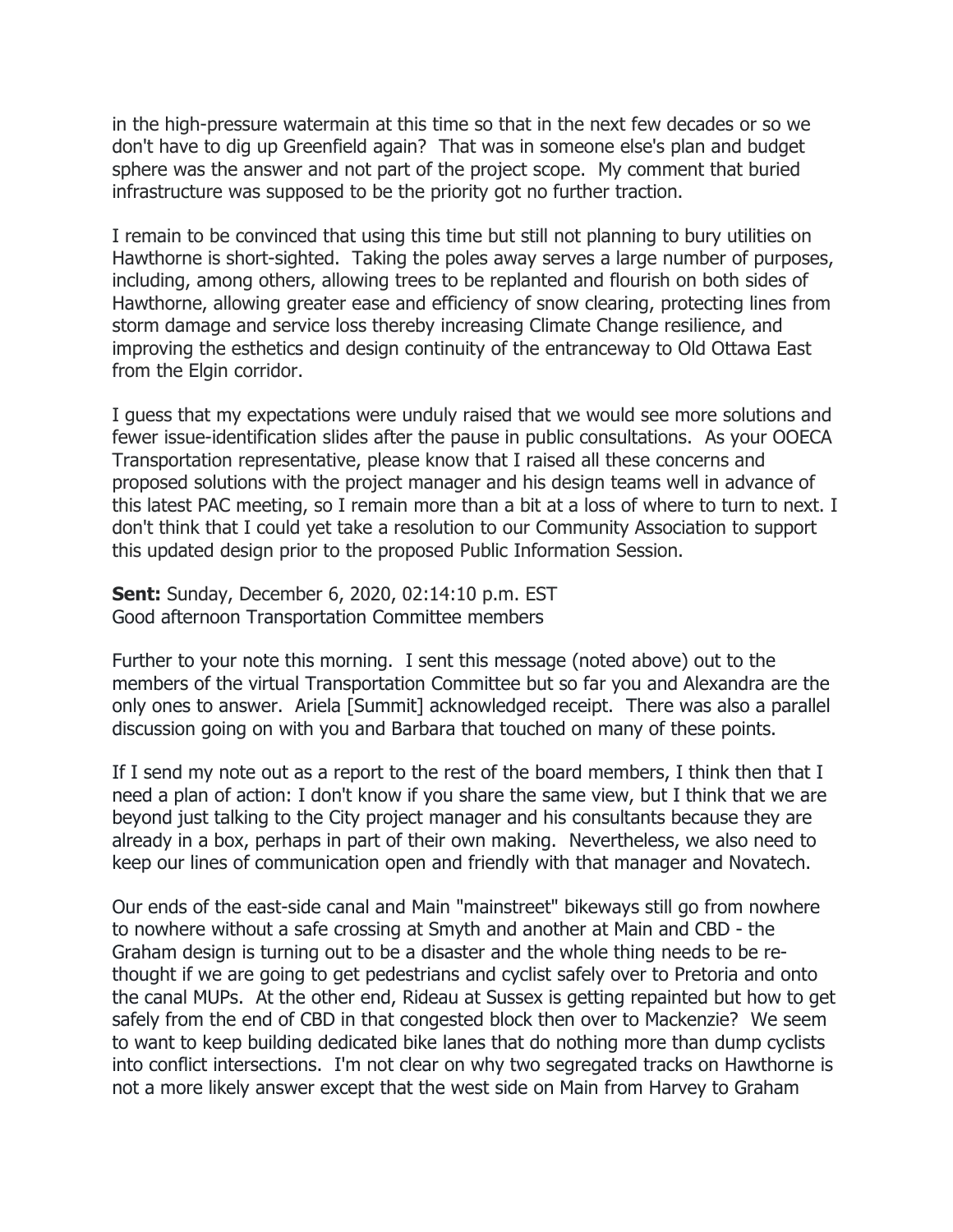in the high-pressure watermain at this time so that in the next few decades or so we don't have to dig up Greenfield again? That was in someone else's plan and budget sphere was the answer and not part of the project scope. My comment that buried infrastructure was supposed to be the priority got no further traction.

I remain to be convinced that using this time but still not planning to bury utilities on Hawthorne is short-sighted. Taking the poles away serves a large number of purposes, including, among others, allowing trees to be replanted and flourish on both sides of Hawthorne, allowing greater ease and efficiency of snow clearing, protecting lines from storm damage and service loss thereby increasing Climate Change resilience, and improving the esthetics and design continuity of the entranceway to Old Ottawa East from the Elgin corridor.

I guess that my expectations were unduly raised that we would see more solutions and fewer issue-identification slides after the pause in public consultations. As your OOECA Transportation representative, please know that I raised all these concerns and proposed solutions with the project manager and his design teams well in advance of this latest PAC meeting, so I remain more than a bit at a loss of where to turn to next. I don't think that I could yet take a resolution to our Community Association to support this updated design prior to the proposed Public Information Session.

**Sent:** Sunday, December 6, 2020, 02:14:10 p.m. EST
Good afternoon Transportation Committee members

Further to your note this morning. I sent this message (noted above) out to the members of the virtual Transportation Committee but so far you and Alexandra are the only ones to answer. Ariela [Summit] acknowledged receipt. There was also a parallel discussion going on with you and Barbara that touched on many of these points.

If I send my note out as a report to the rest of the board members, I think then that I need a plan of action: I don't know if you share the same view, but I think that we are beyond just talking to the City project manager and his consultants because they are already in a box, perhaps in part of their own making. Nevertheless, we also need to keep our lines of communication open and friendly with that manager and Novatech.

Our ends of the east-side canal and Main "mainstreet" bikeways still go from nowhere to nowhere without a safe crossing at Smyth and another at Main and CBD - the Graham design is turning out to be a disaster and the whole thing needs to be re-thought if we are going to get pedestrians and cyclist safely over to Pretoria and onto the canal MUPs. At the other end, Rideau at Sussex is getting repainted but how to get safely from the end of CBD in that congested block then over to Mackenzie? We seem to want to keep building dedicated bike lanes that do nothing more than dump cyclists into conflict intersections. I'm not clear on why two segregated tracks on Hawthorne is not a more likely answer except that the west side on Main from Harvey to Graham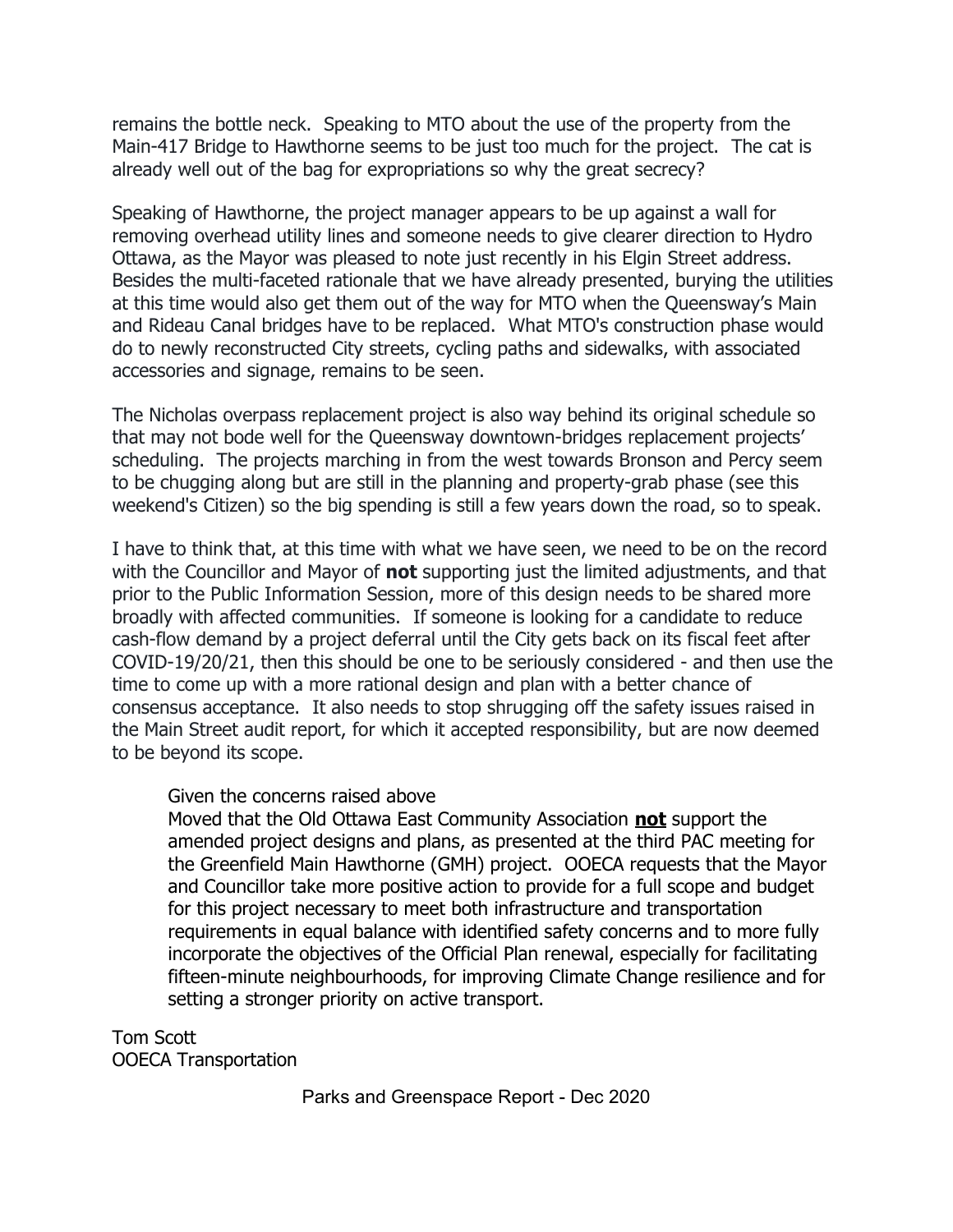remains the bottle neck. Speaking to MTO about the use of the property from the Main-417 Bridge to Hawthorne seems to be just too much for the project. The cat is already well out of the bag for expropriations so why the great secrecy?

Speaking of Hawthorne, the project manager appears to be up against a wall for removing overhead utility lines and someone needs to give clearer direction to Hydro Ottawa, as the Mayor was pleased to note just recently in his Elgin Street address. Besides the multi-faceted rationale that we have already presented, burying the utilities at this time would also get them out of the way for MTO when the Queensway's Main and Rideau Canal bridges have to be replaced. What MTO's construction phase would do to newly reconstructed City streets, cycling paths and sidewalks, with associated accessories and signage, remains to be seen.

The Nicholas overpass replacement project is also way behind its original schedule so that may not bode well for the Queensway downtown-bridges replacement projects' scheduling. The projects marching in from the west towards Bronson and Percy seem to be chugging along but are still in the planning and property-grab phase (see this weekend's Citizen) so the big spending is still a few years down the road, so to speak.

I have to think that, at this time with what we have seen, we need to be on the record with the Councillor and Mayor of **not** supporting just the limited adjustments, and that prior to the Public Information Session, more of this design needs to be shared more broadly with affected communities. If someone is looking for a candidate to reduce cash-flow demand by a project deferral until the City gets back on its fiscal feet after COVID-19/20/21, then this should be one to be seriously considered - and then use the time to come up with a more rational design and plan with a better chance of consensus acceptance. It also needs to stop shrugging off the safety issues raised in the Main Street audit report, for which it accepted responsibility, but are now deemed to be beyond its scope.

> Given the concerns raised above
> Moved that the Old Ottawa East Community Association <u>**not**</u> support the amended project designs and plans, as presented at the third PAC meeting for the Greenfield Main Hawthorne (GMH) project. OOECA requests that the Mayor and Councillor take more positive action to provide for a full scope and budget for this project necessary to meet both infrastructure and transportation requirements in equal balance with identified safety concerns and to more fully incorporate the objectives of the Official Plan renewal, especially for facilitating fifteen-minute neighbourhoods, for improving Climate Change resilience and for setting a stronger priority on active transport.

Tom Scott
OOECA Transportation

## Parks and Greenspace Report - Dec 2020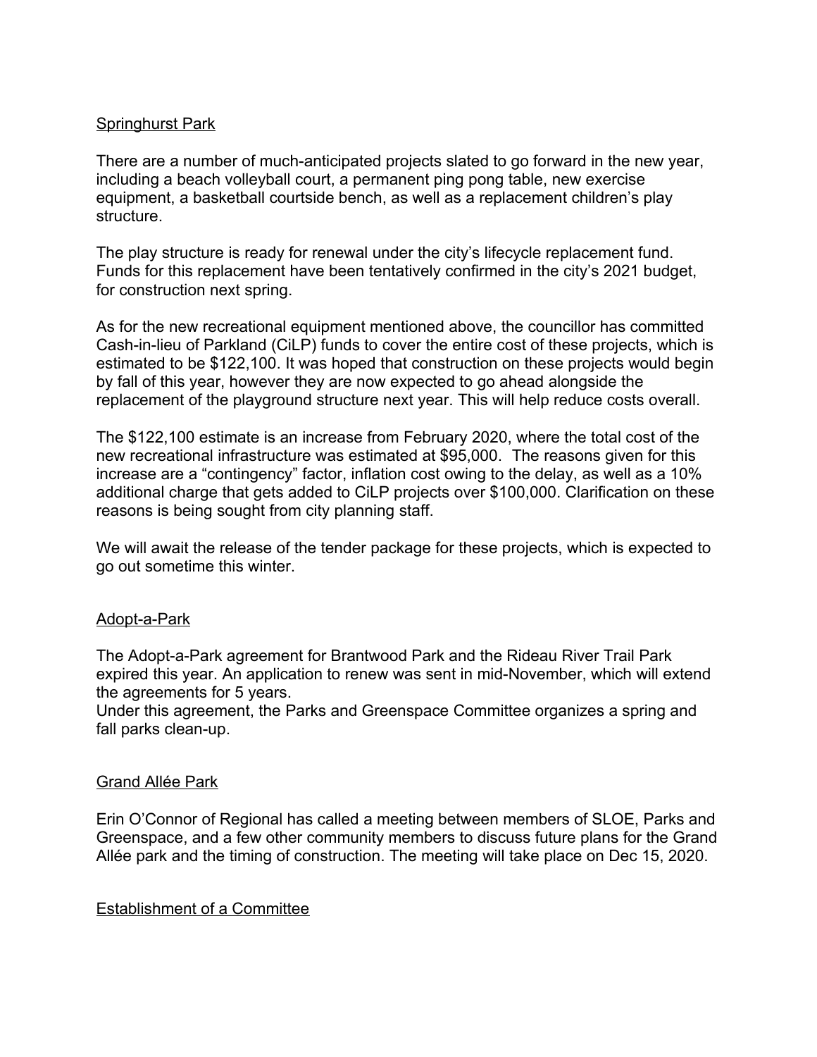## Springhurst Park

There are a number of much-anticipated projects slated to go forward in the new year, including a beach volleyball court, a permanent ping pong table, new exercise equipment, a basketball courtside bench, as well as a replacement children's play structure.

The play structure is ready for renewal under the city's lifecycle replacement fund. Funds for this replacement have been tentatively confirmed in the city's 2021 budget, for construction next spring.

As for the new recreational equipment mentioned above, the councillor has committed Cash-in-lieu of Parkland (CiLP) funds to cover the entire cost of these projects, which is estimated to be $122,100. It was hoped that construction on these projects would begin by fall of this year, however they are now expected to go ahead alongside the replacement of the playground structure next year. This will help reduce costs overall.

The $122,100 estimate is an increase from February 2020, where the total cost of the new recreational infrastructure was estimated at $95,000. The reasons given for this increase are a "contingency" factor, inflation cost owing to the delay, as well as a 10% additional charge that gets added to CiLP projects over $100,000. Clarification on these reasons is being sought from city planning staff.

We will await the release of the tender package for these projects, which is expected to go out sometime this winter.

## Adopt-a-Park

The Adopt-a-Park agreement for Brantwood Park and the Rideau River Trail Park expired this year. An application to renew was sent in mid-November, which will extend the agreements for 5 years.
Under this agreement, the Parks and Greenspace Committee organizes a spring and fall parks clean-up.

## Grand Allée Park

Erin O'Connor of Regional has called a meeting between members of SLOE, Parks and Greenspace, and a few other community members to discuss future plans for the Grand Allée park and the timing of construction. The meeting will take place on Dec 15, 2020.

## Establishment of a Committee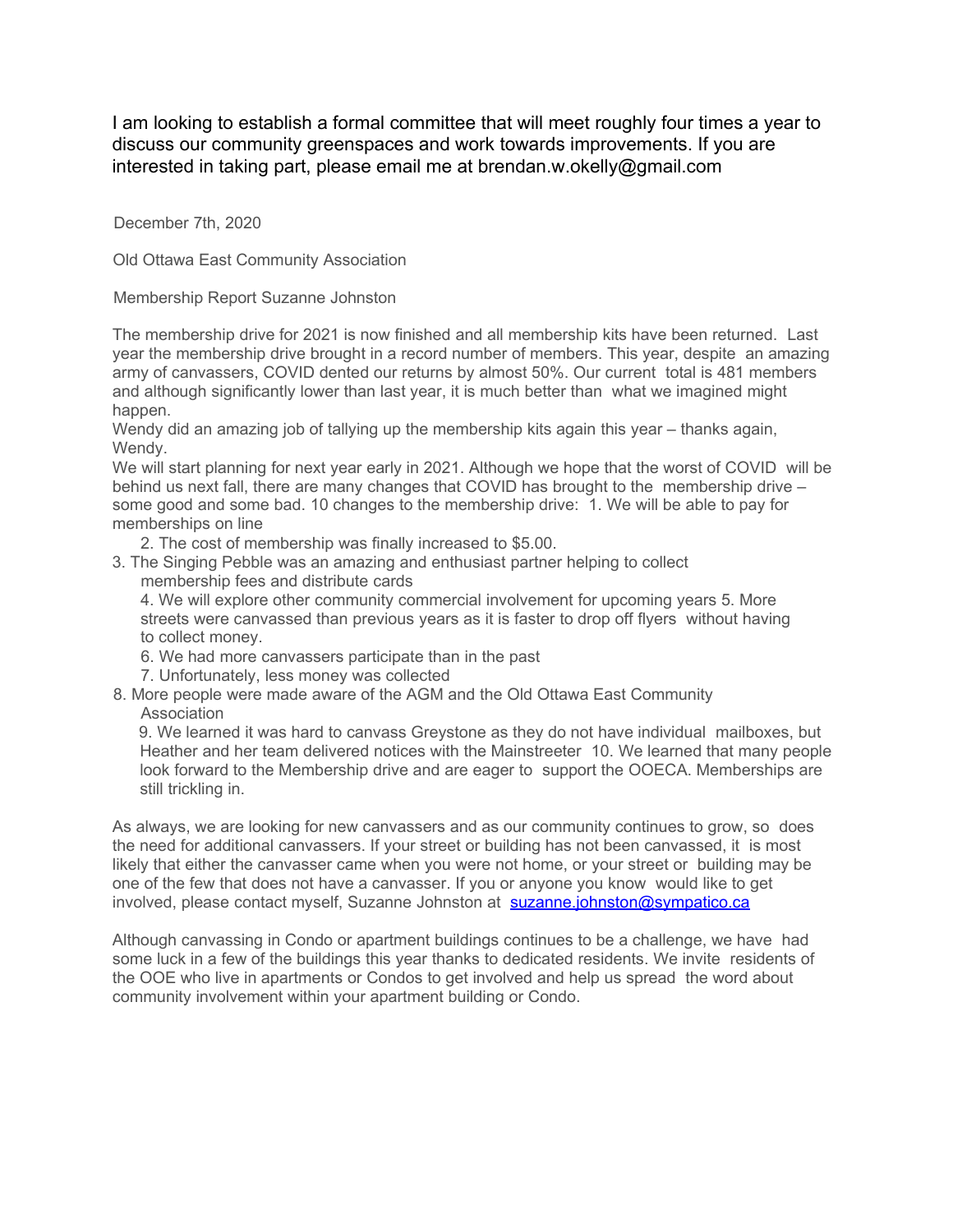I am looking to establish a formal committee that will meet roughly four times a year to discuss our community greenspaces and work towards improvements. If you are interested in taking part, please email me at brendan.w.okelly@gmail.com

December 7th, 2020

Old Ottawa East Community Association

Membership Report Suzanne Johnston

The membership drive for 2021 is now finished and all membership kits have been returned. Last year the membership drive brought in a record number of members. This year, despite an amazing army of canvassers, COVID dented our returns by almost 50%. Our current total is 481 members and although significantly lower than last year, it is much better than what we imagined might happen.

Wendy did an amazing job of tallying up the membership kits again this year – thanks again, Wendy.

We will start planning for next year early in 2021. Although we hope that the worst of COVID will be behind us next fall, there are many changes that COVID has brought to the membership drive – some good and some bad. 10 changes to the membership drive:

1. We will be able to pay for memberships on line
2. The cost of membership was finally increased to $5.00.
3. The Singing Pebble was an amazing and enthusiast partner helping to collect membership fees and distribute cards
4. We will explore other community commercial involvement for upcoming years
5. More streets were canvassed than previous years as it is faster to drop off flyers without having to collect money.
6. We had more canvassers participate than in the past
7. Unfortunately, less money was collected
8. More people were made aware of the AGM and the Old Ottawa East Community Association
9. We learned it was hard to canvass Greystone as they do not have individual mailboxes, but Heather and her team delivered notices with the Mainstreeter
10. We learned that many people look forward to the Membership drive and are eager to support the OOECA. Memberships are still trickling in.

As always, we are looking for new canvassers and as our community continues to grow, so does the need for additional canvassers. If your street or building has not been canvassed, it is most likely that either the canvasser came when you were not home, or your street or building may be one of the few that does not have a canvasser. If you or anyone you know would like to get involved, please contact myself, Suzanne Johnston at suzanne.johnston@sympatico.ca

Although canvassing in Condo or apartment buildings continues to be a challenge, we have had some luck in a few of the buildings this year thanks to dedicated residents. We invite residents of the OOE who live in apartments or Condos to get involved and help us spread the word about community involvement within your apartment building or Condo.